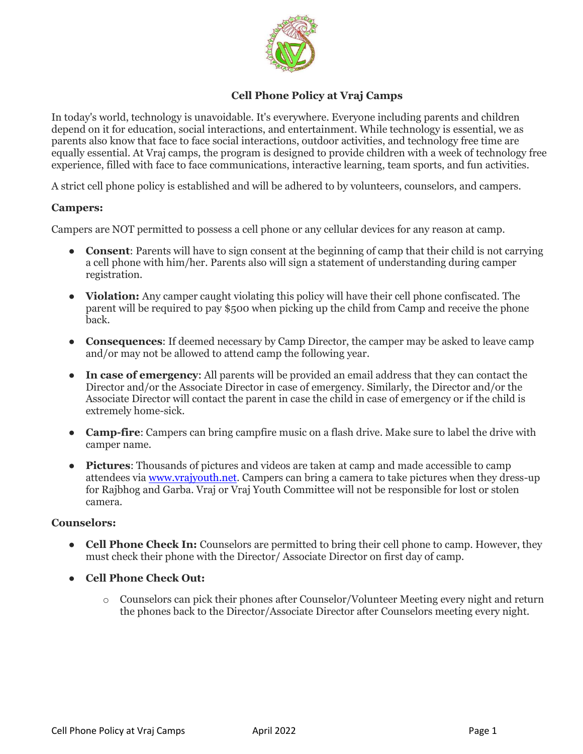## Cell Phone Policy at Vraj Camps

In today's world, technology is unavoidable. It's everywhere. Everyone including parents and children depend on it for education, social interactions, and entertainment. While technology is essential, we as parents also know that face to face social interactions, outdoor activities, and technology free time are equally essential. At Vraj camps, the program is designed to provide children with a week of technology free experience, filled with face to face communications, interactive learning, team sports, and fun activities.

A strict cell phone policy is established and will be adhered to by volunteers, counselors, and campers.

### Campers:

Campers are NOT permitted to possess a cell phone or any cellular devices for any reason at camp.

- **Consent**: Parents will have to sign consent at the beginning of camp that their child is not carrying a cell phone with him/her. Parents also will sign a statement of understanding during camper registration.
- **Violation:** Any camper caught violating this policy will have their cell phone confiscated. The parent will be required to pay $500 when picking up the child from Camp and receive the phone back.
- **Consequences**: If deemed necessary by Camp Director, the camper may be asked to leave camp and/or may not be allowed to attend camp the following year.
- **In case of emergency**: All parents will be provided an email address that they can contact the Director and/or the Associate Director in case of emergency. Similarly, the Director and/or the Associate Director will contact the parent in case the child in case of emergency or if the child is extremely home-sick.
- **Camp-fire**: Campers can bring campfire music on a flash drive. Make sure to label the drive with camper name.
- **Pictures**: Thousands of pictures and videos are taken at camp and made accessible to camp attendees via [www.vrajyouth.net](http://www.vrajyouth.net). Campers can bring a camera to take pictures when they dress-up for Rajbhog and Garba. Vraj or Vraj Youth Committee will not be responsible for lost or stolen camera.

### Counselors:

- **Cell Phone Check In:** Counselors are permitted to bring their cell phone to camp. However, they must check their phone with the Director/ Associate Director on first day of camp.
- **Cell Phone Check Out:**
  - Counselors can pick their phones after Counselor/Volunteer Meeting every night and return the phones back to the Director/Associate Director after Counselors meeting every night.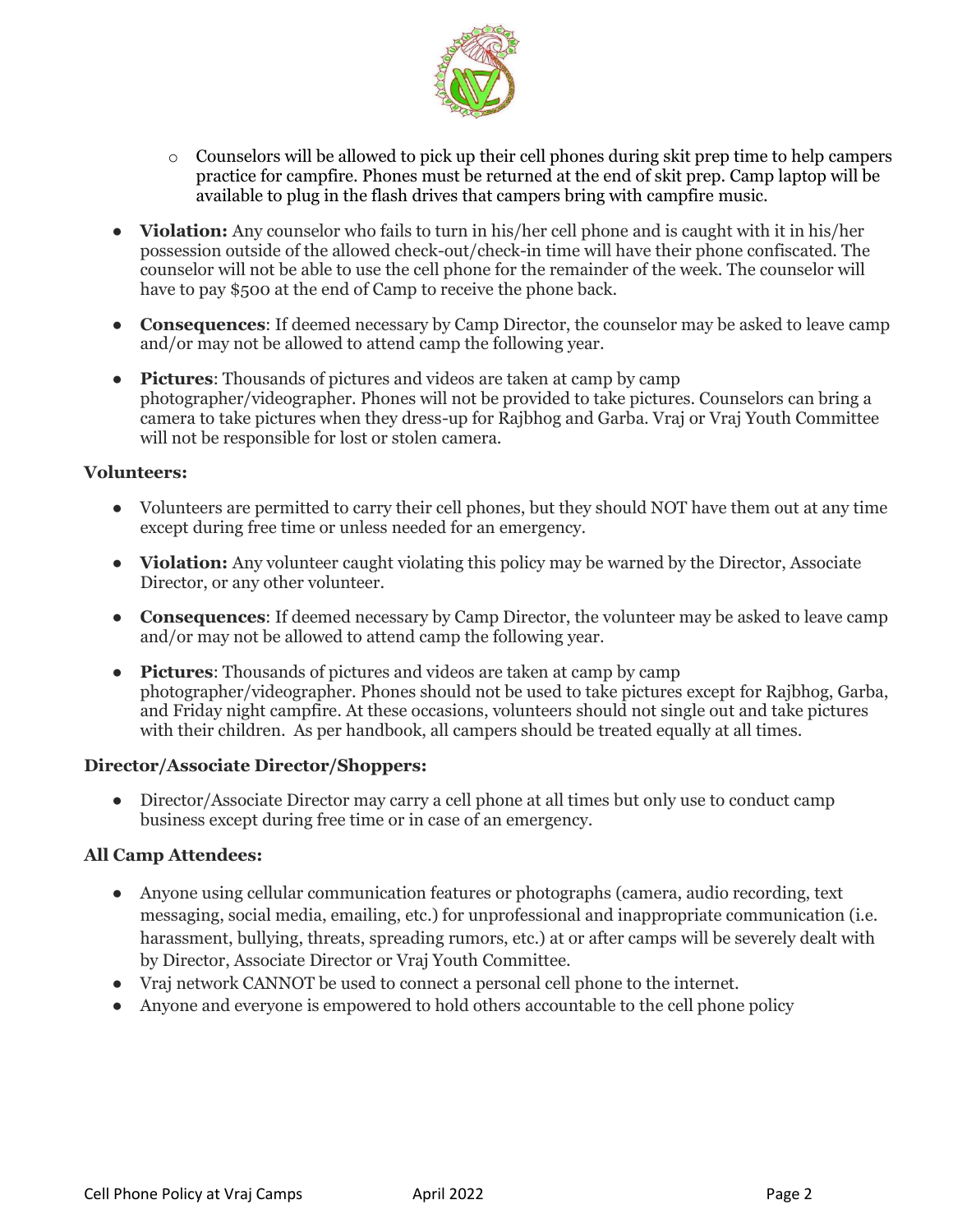- Counselors will be allowed to pick up their cell phones during skit prep time to help campers practice for campfire. Phones must be returned at the end of skit prep. Camp laptop will be available to plug in the flash drives that campers bring with campfire music.

- **Violation:** Any counselor who fails to turn in his/her cell phone and is caught with it in his/her possession outside of the allowed check-out/check-in time will have their phone confiscated. The counselor will not be able to use the cell phone for the remainder of the week. The counselor will have to pay $500 at the end of Camp to receive the phone back.
- **Consequences**: If deemed necessary by Camp Director, the counselor may be asked to leave camp and/or may not be allowed to attend camp the following year.
- **Pictures**: Thousands of pictures and videos are taken at camp by camp photographer/videographer. Phones will not be provided to take pictures. Counselors can bring a camera to take pictures when they dress-up for Rajbhog and Garba. Vraj or Vraj Youth Committee will not be responsible for lost or stolen camera.

**Volunteers:**

- Volunteers are permitted to carry their cell phones, but they should NOT have them out at any time except during free time or unless needed for an emergency.
- **Violation:** Any volunteer caught violating this policy may be warned by the Director, Associate Director, or any other volunteer.
- **Consequences**: If deemed necessary by Camp Director, the volunteer may be asked to leave camp and/or may not be allowed to attend camp the following year.
- **Pictures**: Thousands of pictures and videos are taken at camp by camp photographer/videographer. Phones should not be used to take pictures except for Rajbhog, Garba, and Friday night campfire. At these occasions, volunteers should not single out and take pictures with their children. As per handbook, all campers should be treated equally at all times.

**Director/Associate Director/Shoppers:**

- Director/Associate Director may carry a cell phone at all times but only use to conduct camp business except during free time or in case of an emergency.

**All Camp Attendees:**

- Anyone using cellular communication features or photographs (camera, audio recording, text messaging, social media, emailing, etc.) for unprofessional and inappropriate communication (i.e. harassment, bullying, threats, spreading rumors, etc.) at or after camps will be severely dealt with by Director, Associate Director or Vraj Youth Committee.
- Vraj network CANNOT be used to connect a personal cell phone to the internet.
- Anyone and everyone is empowered to hold others accountable to the cell phone policy